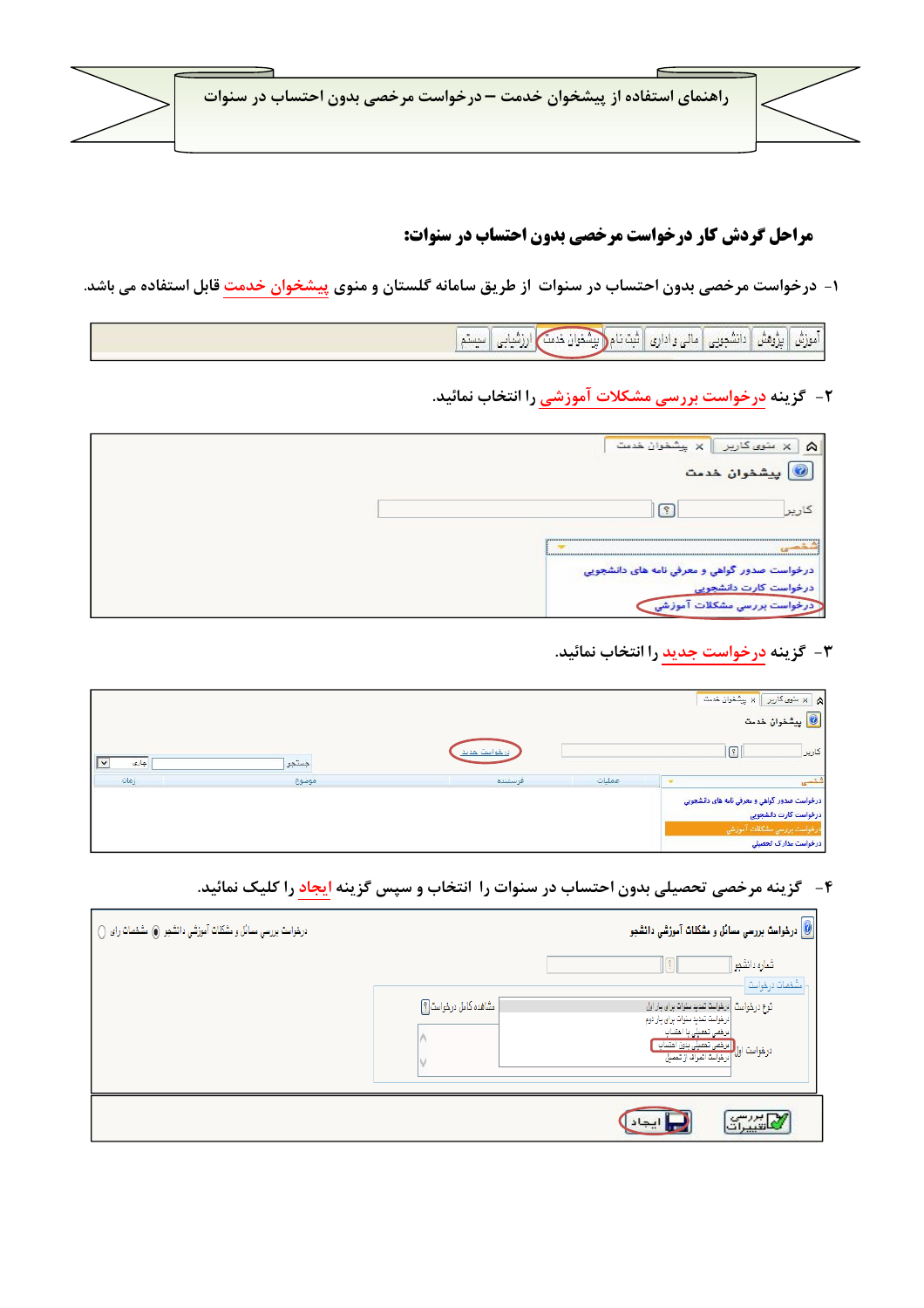# راهنمای استفاده از پیشخوان خدمت – درخواست مرخصی بدون احتساب در سنوات

## مراحل گردش کار درخواست مرخصی بدون احتساب در سنوات:

۱- درخواست مرخصی بدون احتساب در سنوات از طریق سامانه گلستان و منوی **پیشخوان خدمت** قابل استفاده می باشد.

۲- گزینه **درخواست بررسی مشکلات آموزشی** را انتخاب نمائید.

۳- گزینه **درخواست جدید** را انتخاب نمائید.

۴- گزینه مرخصی تحصیلی بدون احتساب در سنوات را انتخاب و سپس گزینه **ایجاد** را کلیک نمائید.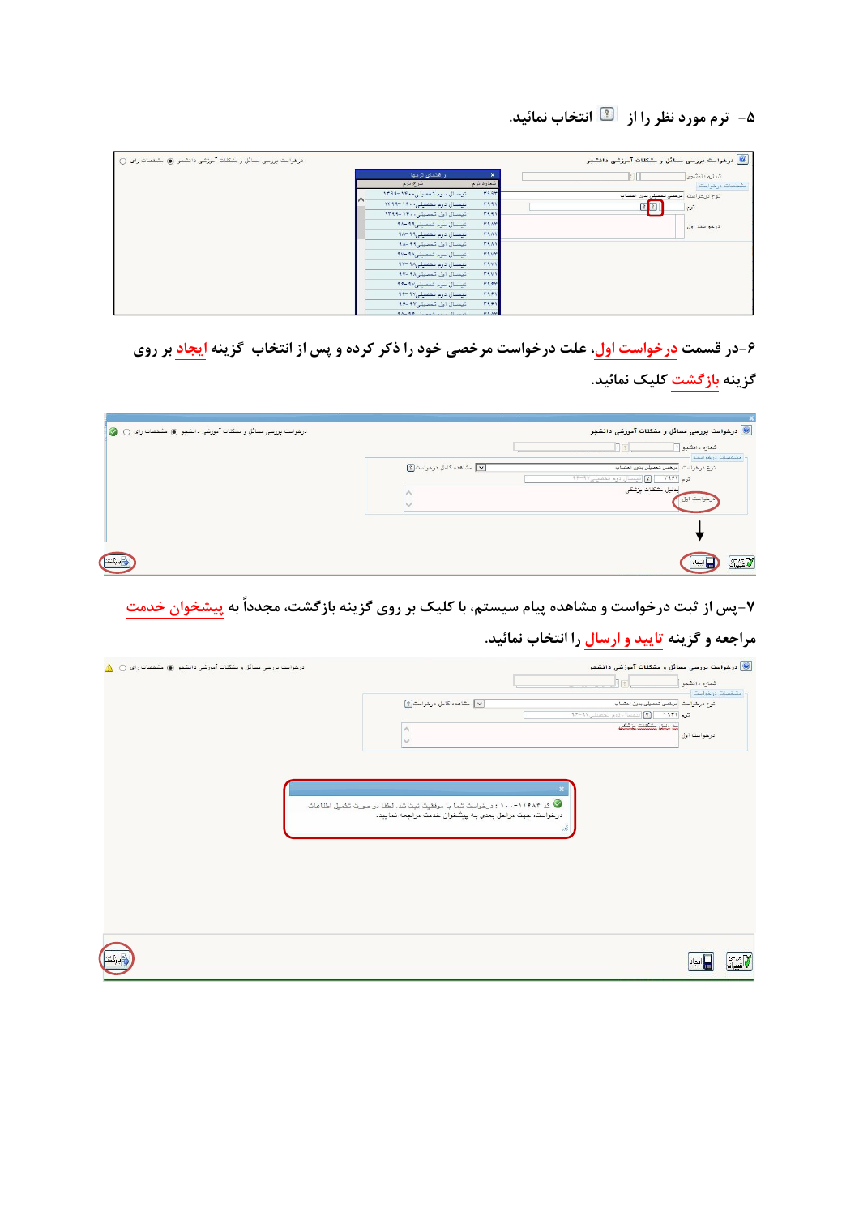۵- ترم مورد نظر را از انتخاب نمائید.

۶-در قسمت درخواست اول، علت درخواست مرخصی خود را ذکر کرده و پس از انتخاب گزینه ایجاد بر روی گزینه بازگشت کلیک نمائید.

۷-پس از ثبت درخواست و مشاهده پیام سیستم، با کلیک بر روی گزینه بازگشت، مجدداً به پیشخوان خدمت مراجعه و گزینه تایید و ارسال را انتخاب نمائید.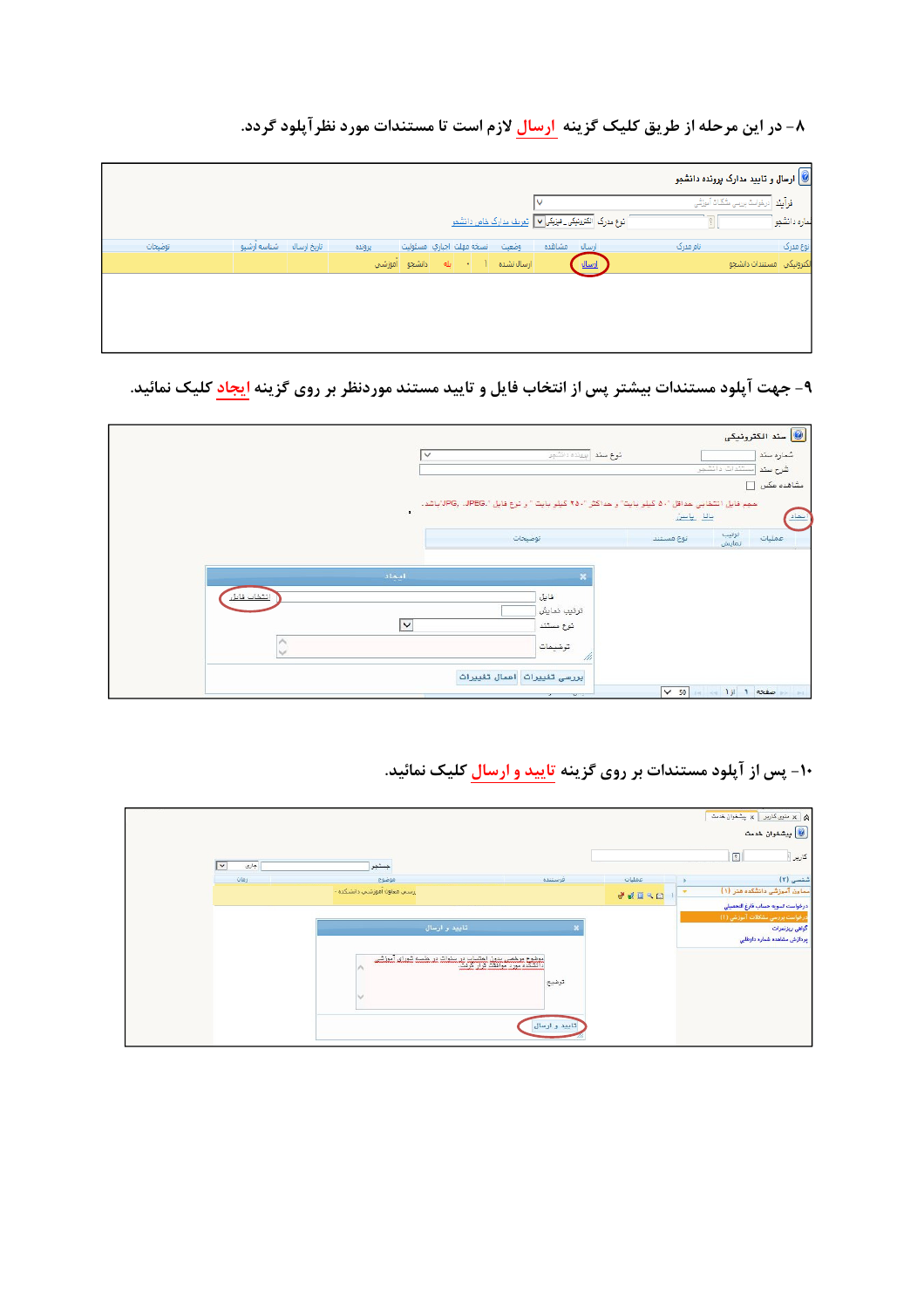۸- در این مرحله از طریق کلیک گزینه **ارسال** لازم است تا مستندات مورد نظر آپلود گردد.

۹- جهت آپلود مستندات بیشتر پس از انتخاب فایل و تایید مستند موردنظر بر روی گزینه **ایجاد** کلیک نمائید.

۱۰- پس از آپلود مستندات بر روی گزینه **تایید و ارسال** کلیک نمائید.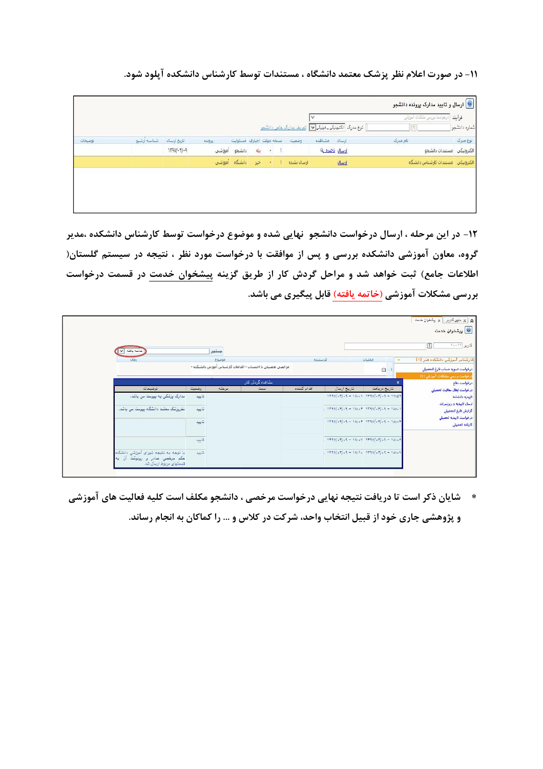۱۱- در صورت اعلام نظر پزشک معتمد دانشگاه ، مستندات توسط کارشناس دانشکده آپلود شود.

ارسال و تایید مدارک پرونده دانشجو

| نوع مدرک | نام مدرک | ارسال | مشاهده | وضعیت | نسخه | مهلت | اجباری | مسئولیت | پرونده | تاریخ ارسال | شناسه آرشیو | توضیحات |
|---|---|---|---|---|---|---|---|---|---|---|---|---|
| الکترونیکی | مستندات دانشجو | ارسال | ذخیره |  | ۱ | ۰ | بله | دانشجو | آموزشی | ۱۳۹۷/۰۴/۰۹ |  |  |
| الکترونیکی | مستندات کارشناس دانشگاه | ارسال |  | ارسال نشده | ۱ | ۰ | خیر | دانشگاه | آموزشی |  |  |  |

۱۲- در این مرحله ، ارسال درخواست دانشجو نهایی شده و موضوع درخواست توسط کارشناس دانشکده ،مدیر گروه، معاون آموزشی دانشکده بررسی و پس از موافقت با درخواست مورد نظر ، نتیجه در سیستم گلستان( اطلاعات جامع) ثبت خواهد شد و مراحل گردش کار از طریق گزینه <u>پیشخوان خدمت</u> در قسمت درخواست بررسی مشکلات آموزشی <u>(خاتمه یافته)</u> قابل پیگیری می باشد.

مشاهده گردش کار

| تاریخ دریافت | تاریخ ارسال | اقدام کننده | سمت | مرحله | وضعیت | توضیحات |
|---|---|---|---|---|---|---|
| ۱۳۹۷/۰۴/۰۹ - ۱۷:۵۹ | ۱۳۹۷/۰۴/۰۹ - ۱۸:۰۱ |  |  |  | تایید | مدارک پزشکی به پیوست می باشد. |
| ۱۳۹۷/۰۴/۰۹ - ۱۸:۰۱ | ۱۳۹۷/۰۴/۰۹ - ۱۸:۰۴ |  |  |  | تایید | نظرپزشک معتمد دانشگاه پیوست می باشد. |
| ۱۳۹۷/۰۴/۰۹ - ۱۸:۰۴ | ۱۳۹۷/۰۴/۰۹ - ۱۸:۰۴ |  |  |  | تایید |  |
| ۱۳۹۷/۰۴/۰۹ - ۱۸:۰۶ | ۱۳۹۷/۰۴/۰۹ - ۱۸:۰۷ |  |  |  | تایید |  |
| ۱۳۹۷/۰۴/۰۹ - ۱۸:۰۷ | ۱۳۹۷/۰۴/۰۹ - ۱۸:۱۰ |  |  |  | تایید | با توجه به نتیجه شورای آموزشی دانشکده حکم مرخصی صادر و رونوشت آن به قسمتهای مربوط ارسال شد. |

* شایان ذکر است تا دریافت نتیجه نهایی درخواست مرخصی ، دانشجو مکلف است کلیه فعالیت های آموزشی و پژوهشی جاری خود از قبیل انتخاب واحد، شرکت در کلاس و ... را کماکان به انجام رساند.